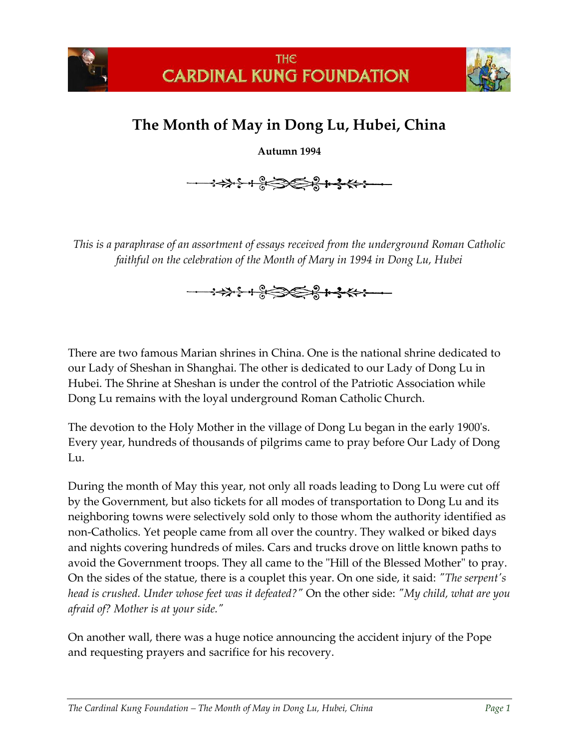# The Month of May in Dong Lu, Hubei, China

**Autumn 1994**

*This is a paraphrase of an assortment of essays received from the underground Roman Catholic faithful on the celebration of the Month of Mary in 1994 in Dong Lu, Hubei*

There are two famous Marian shrines in China. One is the national shrine dedicated to our Lady of Sheshan in Shanghai. The other is dedicated to our Lady of Dong Lu in Hubei. The Shrine at Sheshan is under the control of the Patriotic Association while Dong Lu remains with the loyal underground Roman Catholic Church.

The devotion to the Holy Mother in the village of Dong Lu began in the early 1900's. Every year, hundreds of thousands of pilgrims came to pray before Our Lady of Dong Lu.

During the month of May this year, not only all roads leading to Dong Lu were cut off by the Government, but also tickets for all modes of transportation to Dong Lu and its neighboring towns were selectively sold only to those whom the authority identified as non-Catholics. Yet people came from all over the country. They walked or biked days and nights covering hundreds of miles. Cars and trucks drove on little known paths to avoid the Government troops. They all came to the "Hill of the Blessed Mother" to pray. On the sides of the statue, there is a couplet this year. On one side, it said: *"The serpent's head is crushed. Under whose feet was it defeated?"* On the other side: *"My child, what are you afraid of? Mother is at your side."*

On another wall, there was a huge notice announcing the accident injury of the Pope and requesting prayers and sacrifice for his recovery.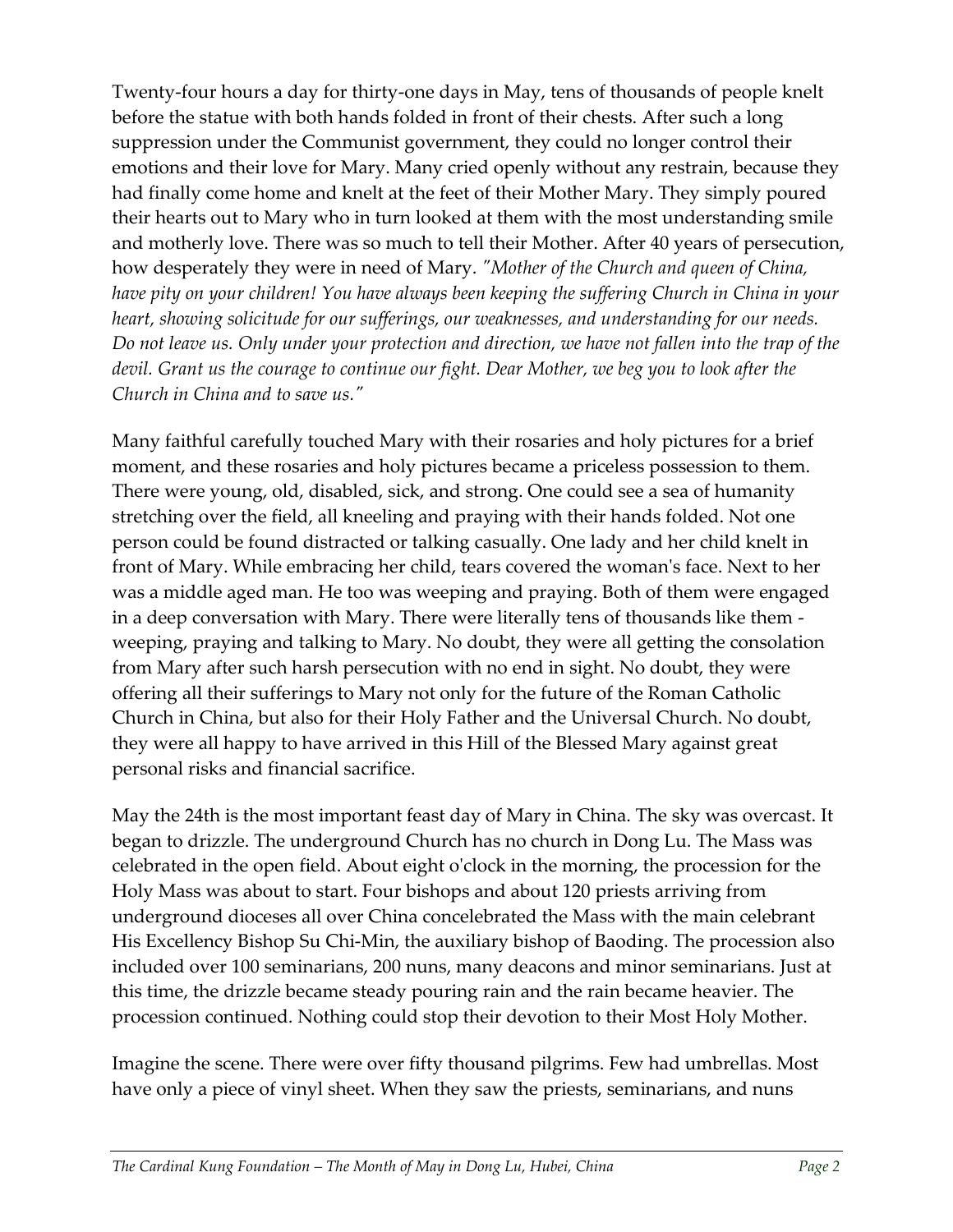Twenty-four hours a day for thirty-one days in May, tens of thousands of people knelt before the statue with both hands folded in front of their chests. After such a long suppression under the Communist government, they could no longer control their emotions and their love for Mary. Many cried openly without any restrain, because they had finally come home and knelt at the feet of their Mother Mary. They simply poured their hearts out to Mary who in turn looked at them with the most understanding smile and motherly love. There was so much to tell their Mother. After 40 years of persecution, how desperately they were in need of Mary. *"Mother of the Church and queen of China, have pity on your children! You have always been keeping the suffering Church in China in your heart, showing solicitude for our sufferings, our weaknesses, and understanding for our needs. Do not leave us. Only under your protection and direction, we have not fallen into the trap of the devil. Grant us the courage to continue our fight. Dear Mother, we beg you to look after the Church in China and to save us."*

Many faithful carefully touched Mary with their rosaries and holy pictures for a brief moment, and these rosaries and holy pictures became a priceless possession to them. There were young, old, disabled, sick, and strong. One could see a sea of humanity stretching over the field, all kneeling and praying with their hands folded. Not one person could be found distracted or talking casually. One lady and her child knelt in front of Mary. While embracing her child, tears covered the woman's face. Next to her was a middle aged man. He too was weeping and praying. Both of them were engaged in a deep conversation with Mary. There were literally tens of thousands like them - weeping, praying and talking to Mary. No doubt, they were all getting the consolation from Mary after such harsh persecution with no end in sight. No doubt, they were offering all their sufferings to Mary not only for the future of the Roman Catholic Church in China, but also for their Holy Father and the Universal Church. No doubt, they were all happy to have arrived in this Hill of the Blessed Mary against great personal risks and financial sacrifice.

May the 24th is the most important feast day of Mary in China. The sky was overcast. It began to drizzle. The underground Church has no church in Dong Lu. The Mass was celebrated in the open field. About eight o'clock in the morning, the procession for the Holy Mass was about to start. Four bishops and about 120 priests arriving from underground dioceses all over China concelebrated the Mass with the main celebrant His Excellency Bishop Su Chi-Min, the auxiliary bishop of Baoding. The procession also included over 100 seminarians, 200 nuns, many deacons and minor seminarians. Just at this time, the drizzle became steady pouring rain and the rain became heavier. The procession continued. Nothing could stop their devotion to their Most Holy Mother.

Imagine the scene. There were over fifty thousand pilgrims. Few had umbrellas. Most have only a piece of vinyl sheet. When they saw the priests, seminarians, and nuns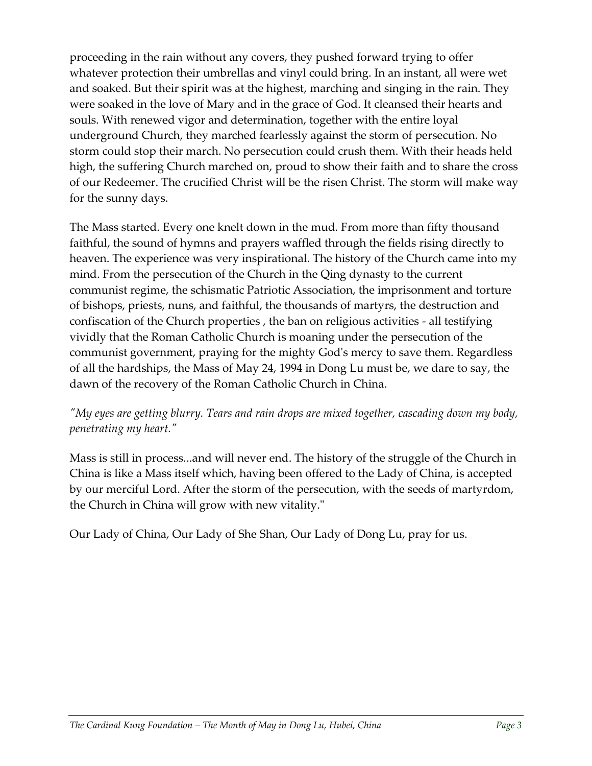proceeding in the rain without any covers, they pushed forward trying to offer whatever protection their umbrellas and vinyl could bring. In an instant, all were wet and soaked. But their spirit was at the highest, marching and singing in the rain. They were soaked in the love of Mary and in the grace of God. It cleansed their hearts and souls. With renewed vigor and determination, together with the entire loyal underground Church, they marched fearlessly against the storm of persecution. No storm could stop their march. No persecution could crush them. With their heads held high, the suffering Church marched on, proud to show their faith and to share the cross of our Redeemer. The crucified Christ will be the risen Christ. The storm will make way for the sunny days.

The Mass started. Every one knelt down in the mud. From more than fifty thousand faithful, the sound of hymns and prayers waffled through the fields rising directly to heaven. The experience was very inspirational. The history of the Church came into my mind. From the persecution of the Church in the Qing dynasty to the current communist regime, the schismatic Patriotic Association, the imprisonment and torture of bishops, priests, nuns, and faithful, the thousands of martyrs, the destruction and confiscation of the Church properties , the ban on religious activities - all testifying vividly that the Roman Catholic Church is moaning under the persecution of the communist government, praying for the mighty God's mercy to save them. Regardless of all the hardships, the Mass of May 24, 1994 in Dong Lu must be, we dare to say, the dawn of the recovery of the Roman Catholic Church in China.

*"My eyes are getting blurry. Tears and rain drops are mixed together, cascading down my body, penetrating my heart."*

Mass is still in process...and will never end. The history of the struggle of the Church in China is like a Mass itself which, having been offered to the Lady of China, is accepted by our merciful Lord. After the storm of the persecution, with the seeds of martyrdom, the Church in China will grow with new vitality."

Our Lady of China, Our Lady of She Shan, Our Lady of Dong Lu, pray for us.